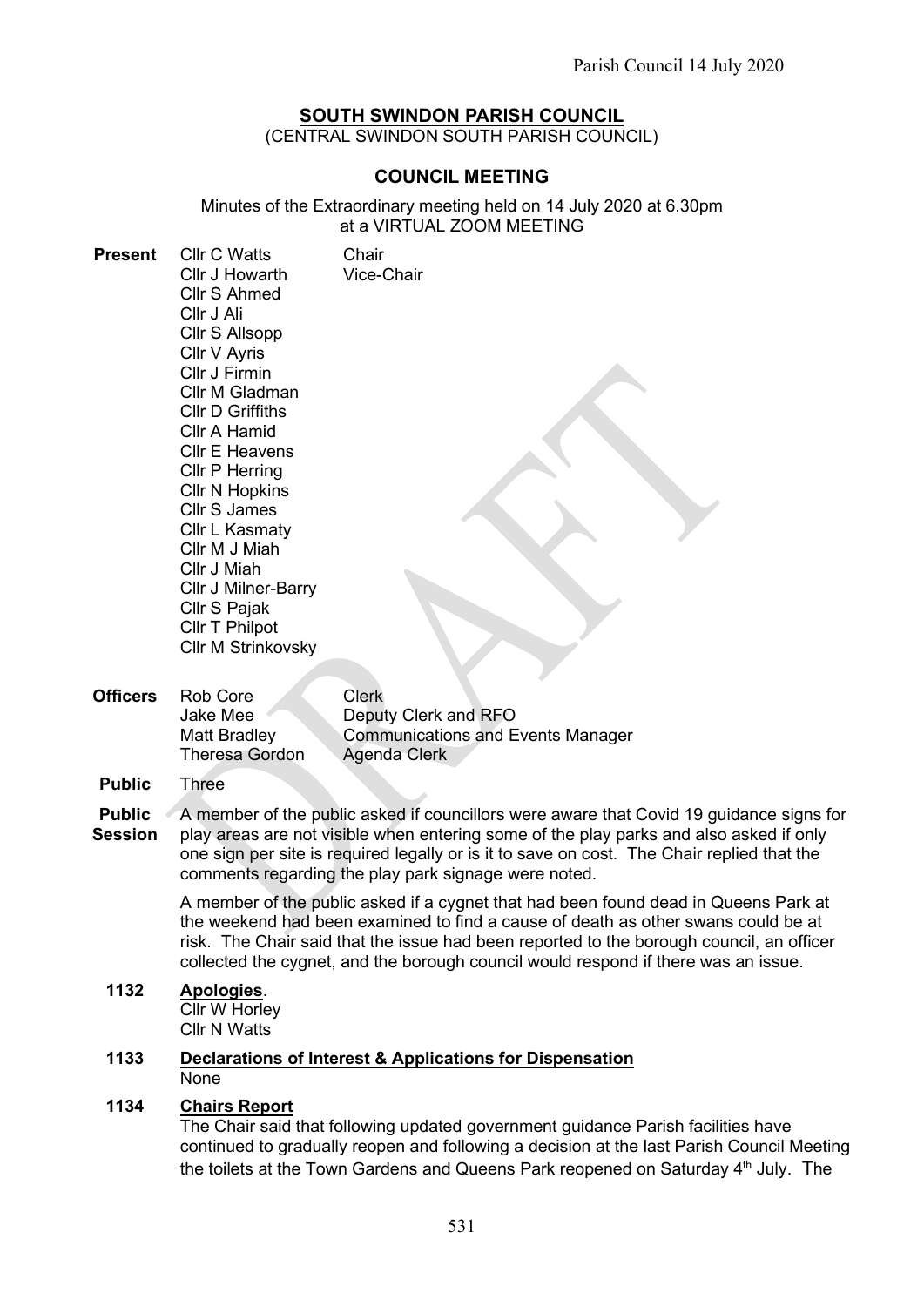# SOUTH SWINDON PARISH COUNCIL

(CENTRAL SWINDON SOUTH PARISH COUNCIL)

## COUNCIL MEETING

Minutes of the Extraordinary meeting held on 14 July 2020 at 6.30pm at a VIRTUAL ZOOM MEETING

**Present**

| | |
|---|---|
| Cllr C Watts | Chair |
| Cllr J Howarth | Vice-Chair |
| Cllr S Ahmed | |
| Cllr J Ali | |
| Cllr S Allsopp | |
| Cllr V Ayris | |
| Cllr J Firmin | |
| Cllr M Gladman | |
| Cllr D Griffiths | |
| Cllr A Hamid | |
| Cllr E Heavens | |
| Cllr P Herring | |
| Cllr N Hopkins | |
| Cllr S James | |
| Cllr L Kasmaty | |
| Cllr M J Miah | |
| Cllr J Miah | |
| Cllr J Milner-Barry | |
| Cllr S Pajak | |
| Cllr T Philpot | |
| Cllr M Strinkovsky | |

**Officers**

| | |
|---|---|
| Rob Core | Clerk |
| Jake Mee | Deputy Clerk and RFO |
| Matt Bradley | Communications and Events Manager |
| Theresa Gordon | Agenda Clerk |

**Public** Three

**Public Session**

A member of the public asked if councillors were aware that Covid 19 guidance signs for play areas are not visible when entering some of the play parks and also asked if only one sign per site is required legally or is it to save on cost. The Chair replied that the comments regarding the play park signage were noted.

A member of the public asked if a cygnet that had been found dead in Queens Park at the weekend had been examined to find a cause of death as other swans could be at risk. The Chair said that the issue had been reported to the borough council, an officer collected the cygnet, and the borough council would respond if there was an issue.

**1132 Apologies**.

Cllr W Horley
Cllr N Watts

**1133 Declarations of Interest & Applications for Dispensation**

None

**1134 Chairs Report**

The Chair said that following updated government guidance Parish facilities have continued to gradually reopen and following a decision at the last Parish Council Meeting the toilets at the Town Gardens and Queens Park reopened on Saturday 4th July. The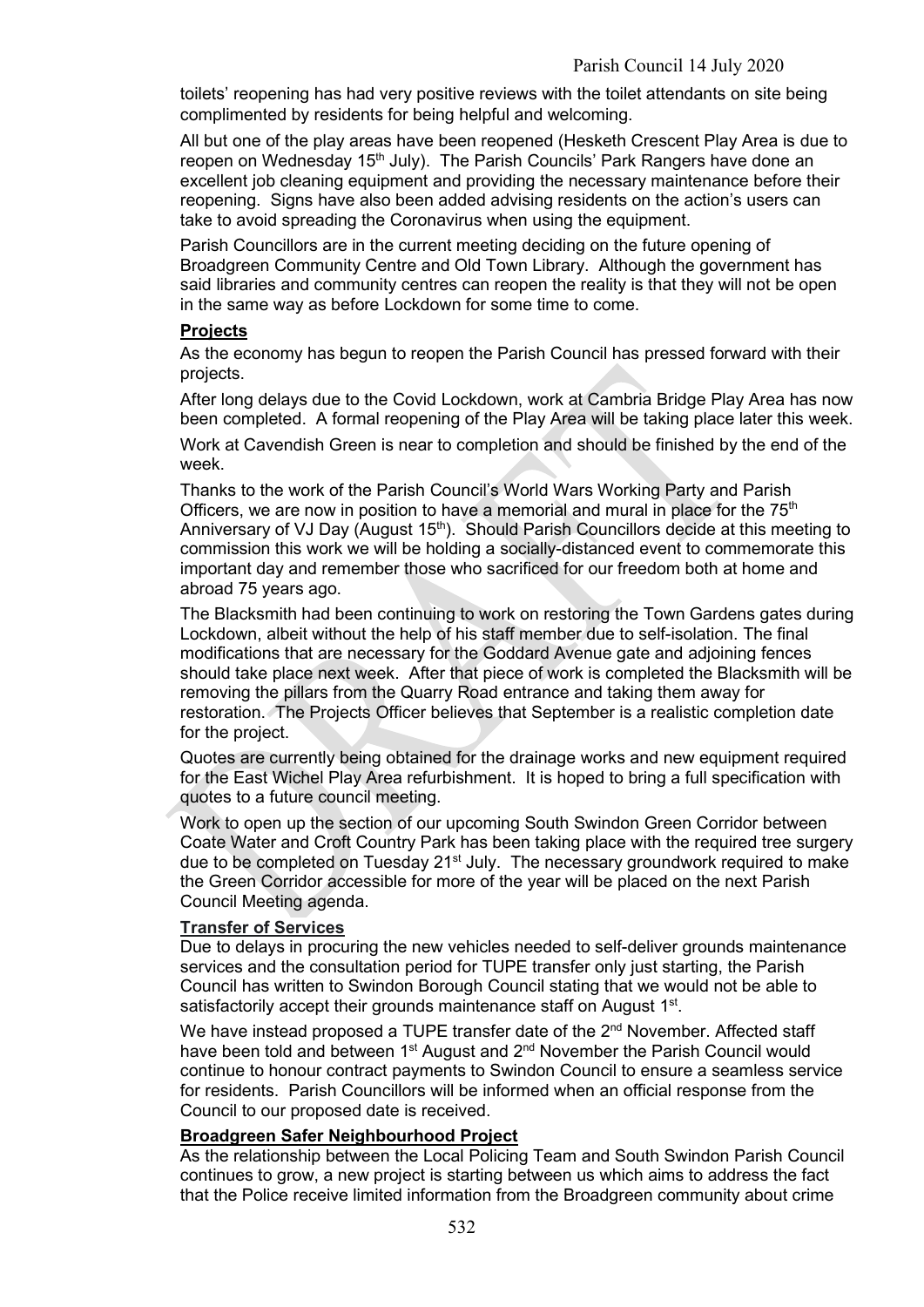toilets' reopening has had very positive reviews with the toilet attendants on site being complimented by residents for being helpful and welcoming.

All but one of the play areas have been reopened (Hesketh Crescent Play Area is due to reopen on Wednesday 15th July). The Parish Councils' Park Rangers have done an excellent job cleaning equipment and providing the necessary maintenance before their reopening. Signs have also been added advising residents on the action's users can take to avoid spreading the Coronavirus when using the equipment.

Parish Councillors are in the current meeting deciding on the future opening of Broadgreen Community Centre and Old Town Library. Although the government has said libraries and community centres can reopen the reality is that they will not be open in the same way as before Lockdown for some time to come.

**Projects**

As the economy has begun to reopen the Parish Council has pressed forward with their projects.

After long delays due to the Covid Lockdown, work at Cambria Bridge Play Area has now been completed. A formal reopening of the Play Area will be taking place later this week.

Work at Cavendish Green is near to completion and should be finished by the end of the week.

Thanks to the work of the Parish Council's World Wars Working Party and Parish Officers, we are now in position to have a memorial and mural in place for the 75th Anniversary of VJ Day (August 15th). Should Parish Councillors decide at this meeting to commission this work we will be holding a socially-distanced event to commemorate this important day and remember those who sacrificed for our freedom both at home and abroad 75 years ago.

The Blacksmith had been continuing to work on restoring the Town Gardens gates during Lockdown, albeit without the help of his staff member due to self-isolation. The final modifications that are necessary for the Goddard Avenue gate and adjoining fences should take place next week. After that piece of work is completed the Blacksmith will be removing the pillars from the Quarry Road entrance and taking them away for restoration. The Projects Officer believes that September is a realistic completion date for the project.

Quotes are currently being obtained for the drainage works and new equipment required for the East Wichel Play Area refurbishment. It is hoped to bring a full specification with quotes to a future council meeting.

Work to open up the section of our upcoming South Swindon Green Corridor between Coate Water and Croft Country Park has been taking place with the required tree surgery due to be completed on Tuesday 21st July. The necessary groundwork required to make the Green Corridor accessible for more of the year will be placed on the next Parish Council Meeting agenda.

**Transfer of Services**

Due to delays in procuring the new vehicles needed to self-deliver grounds maintenance services and the consultation period for TUPE transfer only just starting, the Parish Council has written to Swindon Borough Council stating that we would not be able to satisfactorily accept their grounds maintenance staff on August 1st.

We have instead proposed a TUPE transfer date of the 2nd November. Affected staff have been told and between 1st August and 2nd November the Parish Council would continue to honour contract payments to Swindon Council to ensure a seamless service for residents. Parish Councillors will be informed when an official response from the Council to our proposed date is received.

**Broadgreen Safer Neighbourhood Project**

As the relationship between the Local Policing Team and South Swindon Parish Council continues to grow, a new project is starting between us which aims to address the fact that the Police receive limited information from the Broadgreen community about crime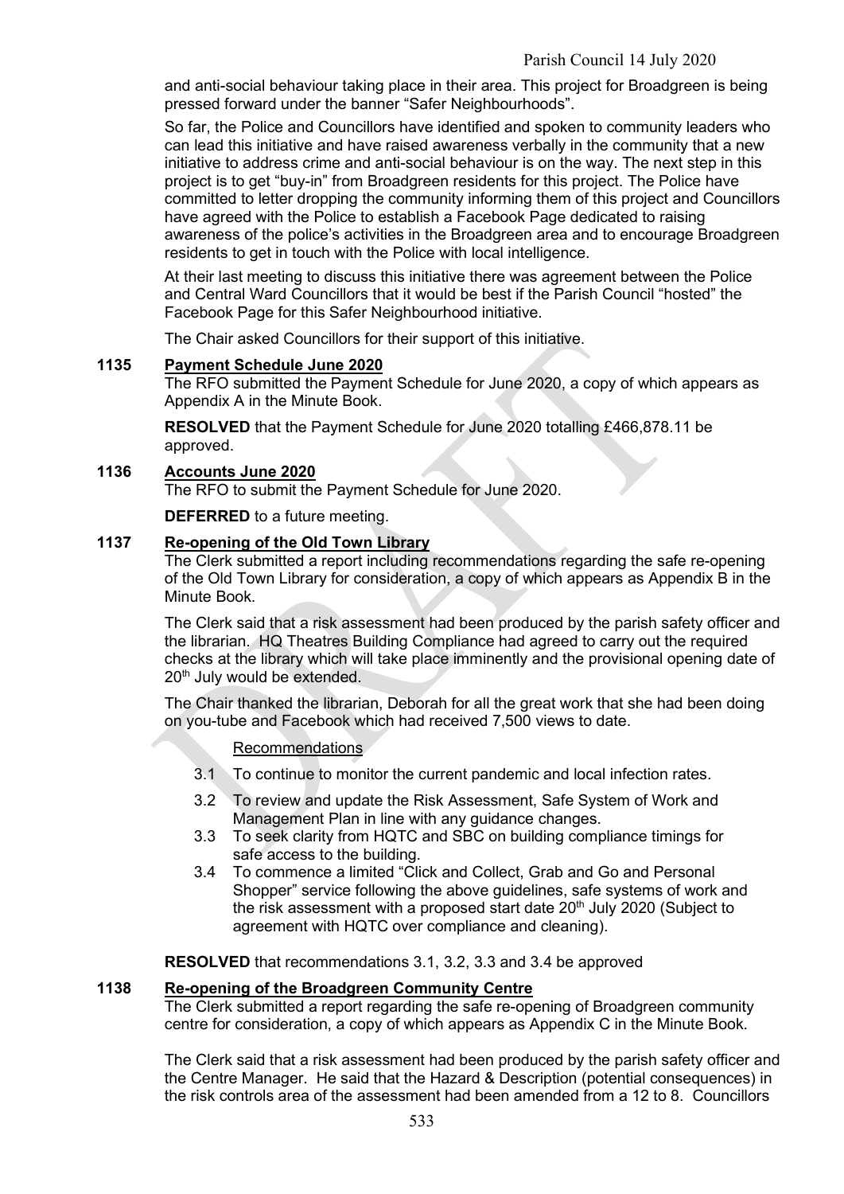and anti-social behaviour taking place in their area. This project for Broadgreen is being pressed forward under the banner "Safer Neighbourhoods".

So far, the Police and Councillors have identified and spoken to community leaders who can lead this initiative and have raised awareness verbally in the community that a new initiative to address crime and anti-social behaviour is on the way. The next step in this project is to get "buy-in" from Broadgreen residents for this project. The Police have committed to letter dropping the community informing them of this project and Councillors have agreed with the Police to establish a Facebook Page dedicated to raising awareness of the police's activities in the Broadgreen area and to encourage Broadgreen residents to get in touch with the Police with local intelligence.

At their last meeting to discuss this initiative there was agreement between the Police and Central Ward Councillors that it would be best if the Parish Council "hosted" the Facebook Page for this Safer Neighbourhood initiative.

The Chair asked Councillors for their support of this initiative.

**1135 Payment Schedule June 2020**

The RFO submitted the Payment Schedule for June 2020, a copy of which appears as Appendix A in the Minute Book.

**RESOLVED** that the Payment Schedule for June 2020 totalling £466,878.11 be approved.

**1136 Accounts June 2020**

The RFO to submit the Payment Schedule for June 2020.

**DEFERRED** to a future meeting.

**1137 Re-opening of the Old Town Library**

The Clerk submitted a report including recommendations regarding the safe re-opening of the Old Town Library for consideration, a copy of which appears as Appendix B in the Minute Book.

The Clerk said that a risk assessment had been produced by the parish safety officer and the librarian. HQ Theatres Building Compliance had agreed to carry out the required checks at the library which will take place imminently and the provisional opening date of 20th July would be extended.

The Chair thanked the librarian, Deborah for all the great work that she had been doing on you-tube and Facebook which had received 7,500 views to date.

Recommendations

3.1 To continue to monitor the current pandemic and local infection rates.

3.2 To review and update the Risk Assessment, Safe System of Work and Management Plan in line with any guidance changes.

3.3 To seek clarity from HQTC and SBC on building compliance timings for safe access to the building.

3.4 To commence a limited "Click and Collect, Grab and Go and Personal Shopper" service following the above guidelines, safe systems of work and the risk assessment with a proposed start date 20th July 2020 (Subject to agreement with HQTC over compliance and cleaning).

**RESOLVED** that recommendations 3.1, 3.2, 3.3 and 3.4 be approved

**1138 Re-opening of the Broadgreen Community Centre**

The Clerk submitted a report regarding the safe re-opening of Broadgreen community centre for consideration, a copy of which appears as Appendix C in the Minute Book.

The Clerk said that a risk assessment had been produced by the parish safety officer and the Centre Manager. He said that the Hazard & Description (potential consequences) in the risk controls area of the assessment had been amended from a 12 to 8. Councillors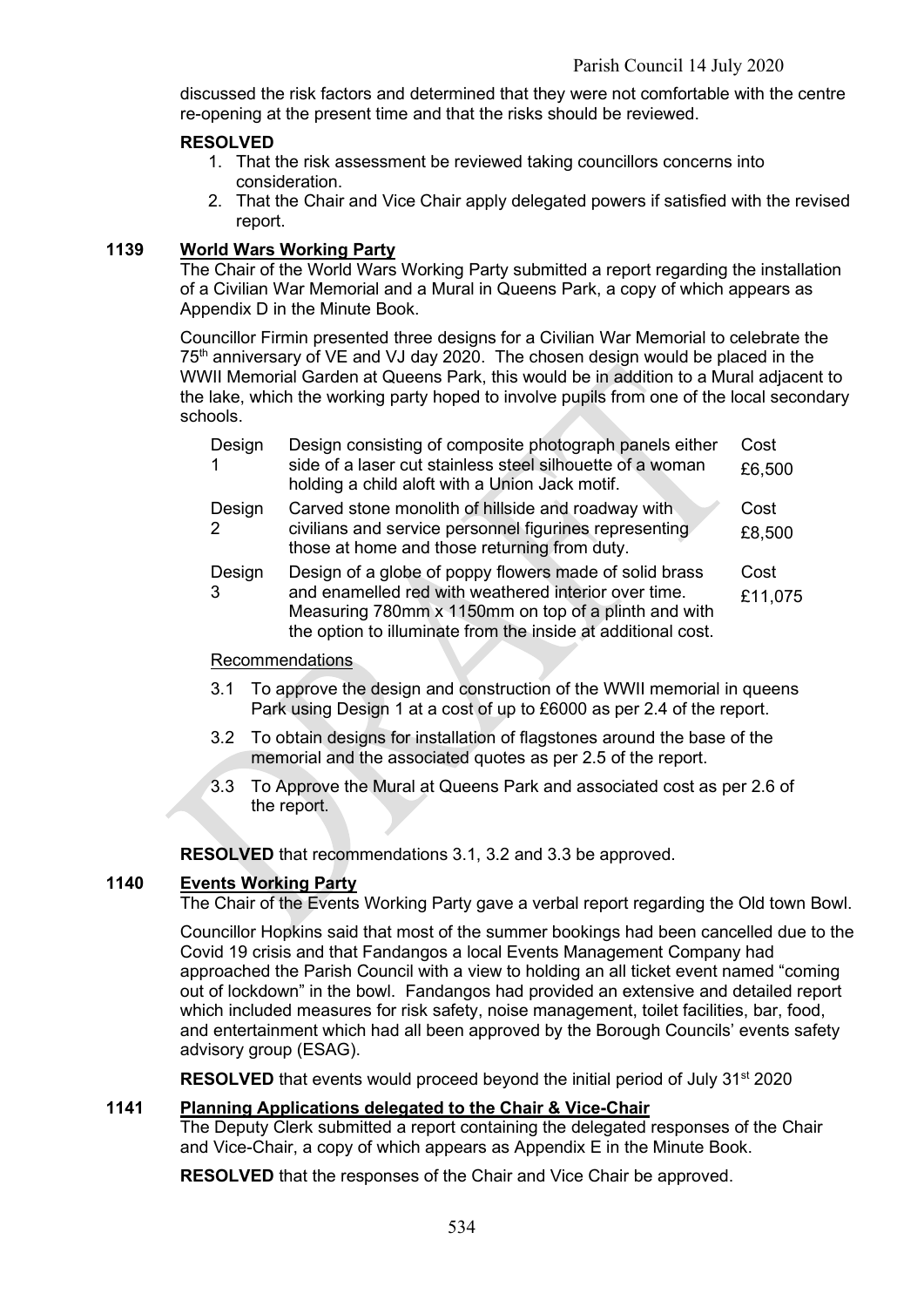discussed the risk factors and determined that they were not comfortable with the centre re-opening at the present time and that the risks should be reviewed.

**RESOLVED**

1. That the risk assessment be reviewed taking councillors concerns into consideration.
2. That the Chair and Vice Chair apply delegated powers if satisfied with the revised report.

## 1139 World Wars Working Party

The Chair of the World Wars Working Party submitted a report regarding the installation of a Civilian War Memorial and a Mural in Queens Park, a copy of which appears as Appendix D in the Minute Book.

Councillor Firmin presented three designs for a Civilian War Memorial to celebrate the 75th anniversary of VE and VJ day 2020. The chosen design would be placed in the WWII Memorial Garden at Queens Park, this would be in addition to a Mural adjacent to the lake, which the working party hoped to involve pupils from one of the local secondary schools.

| | | |
|---|---|---|
| Design 1 | Design consisting of composite photograph panels either side of a laser cut stainless steel silhouette of a woman holding a child aloft with a Union Jack motif. | Cost £6,500 |
| Design 2 | Carved stone monolith of hillside and roadway with civilians and service personnel figurines representing those at home and those returning from duty. | Cost £8,500 |
| Design 3 | Design of a globe of poppy flowers made of solid brass and enamelled red with weathered interior over time. Measuring 780mm x 1150mm on top of a plinth and with the option to illuminate from the inside at additional cost. | Cost £11,075 |

Recommendations

3.1 To approve the design and construction of the WWII memorial in queens Park using Design 1 at a cost of up to £6000 as per 2.4 of the report.

3.2 To obtain designs for installation of flagstones around the base of the memorial and the associated quotes as per 2.5 of the report.

3.3 To Approve the Mural at Queens Park and associated cost as per 2.6 of the report.

**RESOLVED** that recommendations 3.1, 3.2 and 3.3 be approved.

## 1140 Events Working Party

The Chair of the Events Working Party gave a verbal report regarding the Old town Bowl.

Councillor Hopkins said that most of the summer bookings had been cancelled due to the Covid 19 crisis and that Fandangos a local Events Management Company had approached the Parish Council with a view to holding an all ticket event named "coming out of lockdown" in the bowl. Fandangos had provided an extensive and detailed report which included measures for risk safety, noise management, toilet facilities, bar, food, and entertainment which had all been approved by the Borough Councils' events safety advisory group (ESAG).

**RESOLVED** that events would proceed beyond the initial period of July 31st 2020

## 1141 Planning Applications delegated to the Chair & Vice-Chair

The Deputy Clerk submitted a report containing the delegated responses of the Chair and Vice-Chair, a copy of which appears as Appendix E in the Minute Book.

**RESOLVED** that the responses of the Chair and Vice Chair be approved.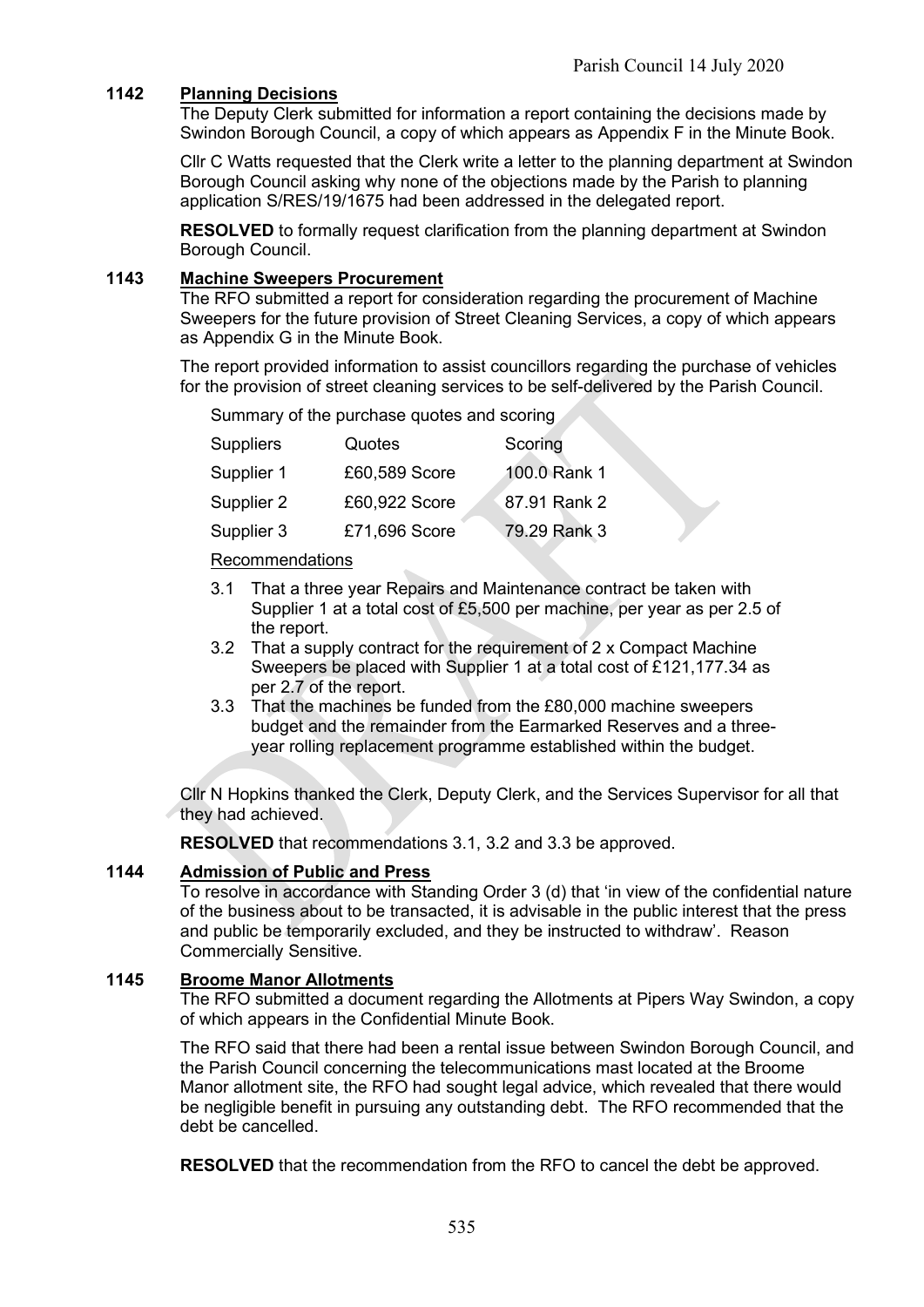## 1142 Planning Decisions

The Deputy Clerk submitted for information a report containing the decisions made by Swindon Borough Council, a copy of which appears as Appendix F in the Minute Book.

Cllr C Watts requested that the Clerk write a letter to the planning department at Swindon Borough Council asking why none of the objections made by the Parish to planning application S/RES/19/1675 had been addressed in the delegated report.

**RESOLVED** to formally request clarification from the planning department at Swindon Borough Council.

## 1143 Machine Sweepers Procurement

The RFO submitted a report for consideration regarding the procurement of Machine Sweepers for the future provision of Street Cleaning Services, a copy of which appears as Appendix G in the Minute Book.

The report provided information to assist councillors regarding the purchase of vehicles for the provision of street cleaning services to be self-delivered by the Parish Council.

Summary of the purchase quotes and scoring

| Suppliers | Quotes | Scoring |
|---|---|---|
| Supplier 1 | £60,589 Score | 100.0 Rank 1 |
| Supplier 2 | £60,922 Score | 87.91 Rank 2 |
| Supplier 3 | £71,696 Score | 79.29 Rank 3 |

Recommendations

3.1 That a three year Repairs and Maintenance contract be taken with Supplier 1 at a total cost of £5,500 per machine, per year as per 2.5 of the report.

3.2 That a supply contract for the requirement of 2 x Compact Machine Sweepers be placed with Supplier 1 at a total cost of £121,177.34 as per 2.7 of the report.

3.3 That the machines be funded from the £80,000 machine sweepers budget and the remainder from the Earmarked Reserves and a three-year rolling replacement programme established within the budget.

Cllr N Hopkins thanked the Clerk, Deputy Clerk, and the Services Supervisor for all that they had achieved.

**RESOLVED** that recommendations 3.1, 3.2 and 3.3 be approved.

## 1144 Admission of Public and Press

To resolve in accordance with Standing Order 3 (d) that 'in view of the confidential nature of the business about to be transacted, it is advisable in the public interest that the press and public be temporarily excluded, and they be instructed to withdraw'. Reason Commercially Sensitive.

## 1145 Broome Manor Allotments

The RFO submitted a document regarding the Allotments at Pipers Way Swindon, a copy of which appears in the Confidential Minute Book.

The RFO said that there had been a rental issue between Swindon Borough Council, and the Parish Council concerning the telecommunications mast located at the Broome Manor allotment site, the RFO had sought legal advice, which revealed that there would be negligible benefit in pursuing any outstanding debt. The RFO recommended that the debt be cancelled.

**RESOLVED** that the recommendation from the RFO to cancel the debt be approved.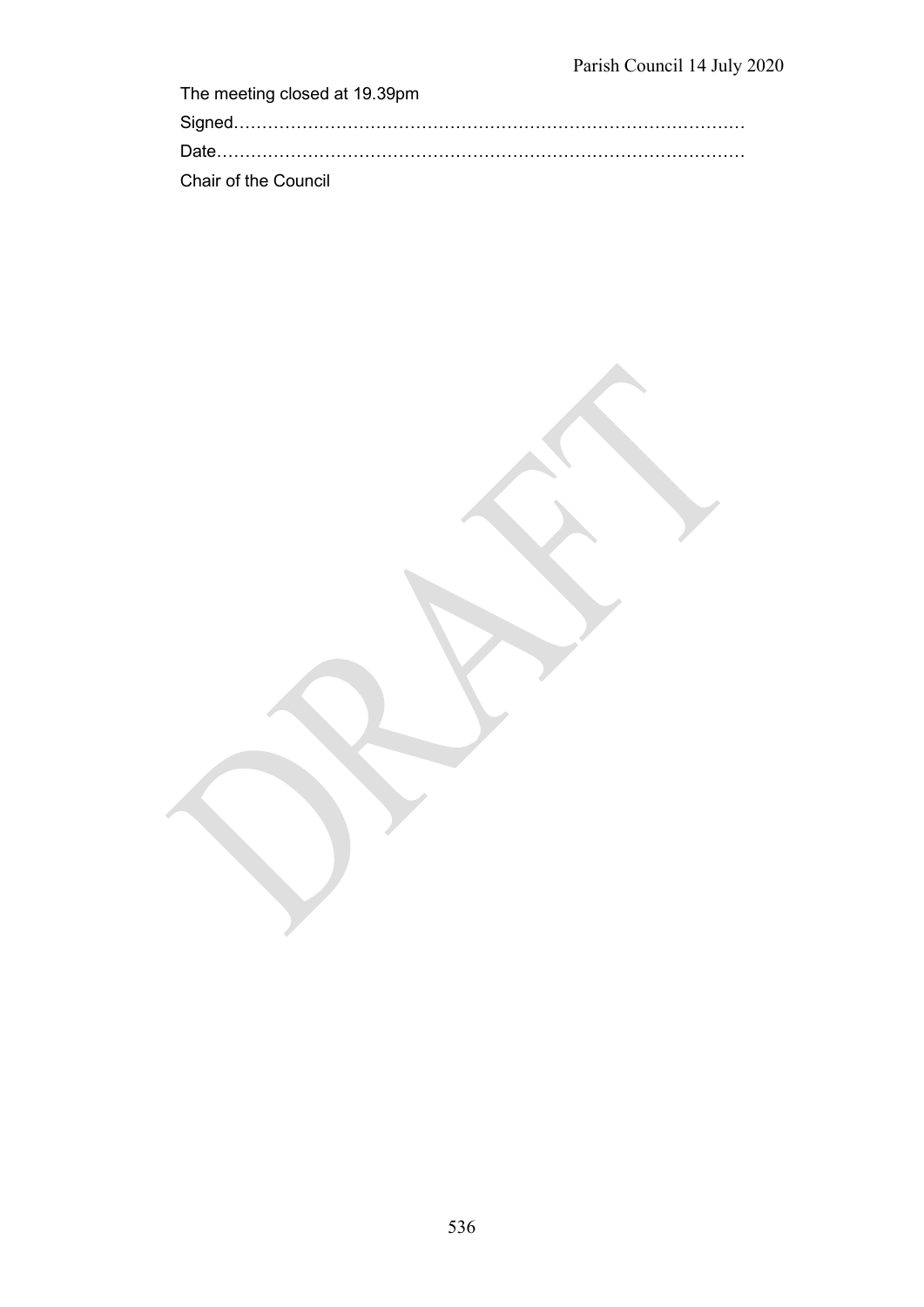The meeting closed at 19.39pm

Signed………………………………………………………………………………

Date…………………………………………………………………………………

Chair of the Council